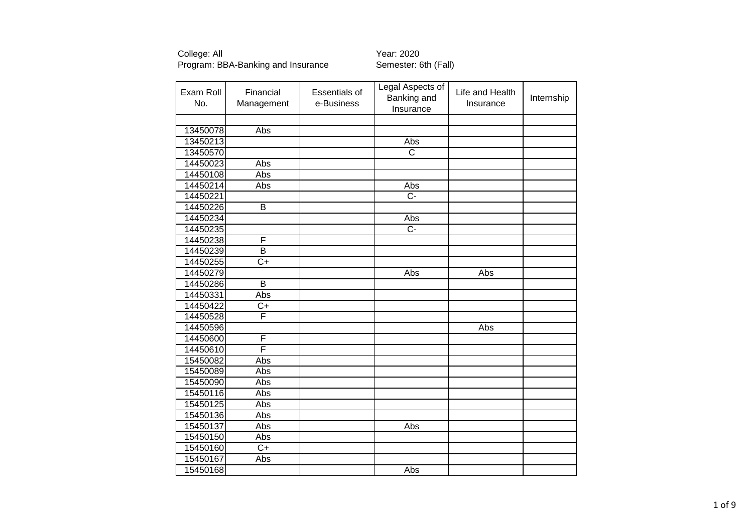College: All
Program: BBA-Banking and Insurance

Year: 2020
Semester: 6th (Fall)

| Exam Roll No. | Financial Management | Essentials of e-Business | Legal Aspects of Banking and Insurance | Life and Health Insurance | Internship |
|---|---|---|---|---|---|
| | | | | | |
| 13450078 | Abs | | | | |
| 13450213 | | | Abs | | |
| 13450570 | | | C | | |
| 14450023 | Abs | | | | |
| 14450108 | Abs | | | | |
| 14450214 | Abs | | Abs | | |
| 14450221 | | | C- | | |
| 14450226 | B | | | | |
| 14450234 | | | Abs | | |
| 14450235 | | | C- | | |
| 14450238 | F | | | | |
| 14450239 | B | | | | |
| 14450255 | C+ | | | | |
| 14450279 | | | Abs | Abs | |
| 14450286 | B | | | | |
| 14450331 | Abs | | | | |
| 14450422 | C+ | | | | |
| 14450528 | F | | | | |
| 14450596 | | | | Abs | |
| 14450600 | F | | | | |
| 14450610 | F | | | | |
| 15450082 | Abs | | | | |
| 15450089 | Abs | | | | |
| 15450090 | Abs | | | | |
| 15450116 | Abs | | | | |
| 15450125 | Abs | | | | |
| 15450136 | Abs | | | | |
| 15450137 | Abs | | Abs | | |
| 15450150 | Abs | | | | |
| 15450160 | C+ | | | | |
| 15450167 | Abs | | | | |
| 15450168 | | | Abs | | |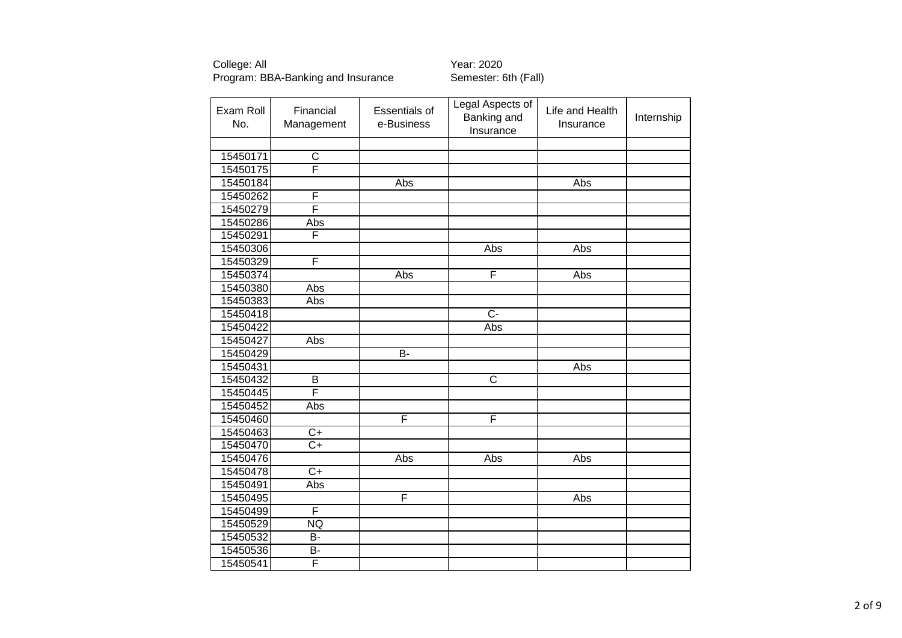College: All
Program: BBA-Banking and Insurance

Year: 2020
Semester: 6th (Fall)

| Exam Roll No. | Financial Management | Essentials of e-Business | Legal Aspects of Banking and Insurance | Life and Health Insurance | Internship |
|---|---|---|---|---|---|
| | | | | | |
| 15450171 | C | | | | |
| 15450175 | F | | | | |
| 15450184 | | Abs | | Abs | |
| 15450262 | F | | | | |
| 15450279 | F | | | | |
| 15450286 | Abs | | | | |
| 15450291 | F | | | | |
| 15450306 | | | Abs | Abs | |
| 15450329 | F | | | | |
| 15450374 | | Abs | F | Abs | |
| 15450380 | Abs | | | | |
| 15450383 | Abs | | | | |
| 15450418 | | | C- | | |
| 15450422 | | | Abs | | |
| 15450427 | Abs | | | | |
| 15450429 | | B- | | | |
| 15450431 | | | | Abs | |
| 15450432 | B | | C | | |
| 15450445 | F | | | | |
| 15450452 | Abs | | | | |
| 15450460 | | F | F | | |
| 15450463 | C+ | | | | |
| 15450470 | C+ | | | | |
| 15450476 | | Abs | Abs | Abs | |
| 15450478 | C+ | | | | |
| 15450491 | Abs | | | | |
| 15450495 | | F | | Abs | |
| 15450499 | F | | | | |
| 15450529 | NQ | | | | |
| 15450532 | B- | | | | |
| 15450536 | B- | | | | |
| 15450541 | F | | | | |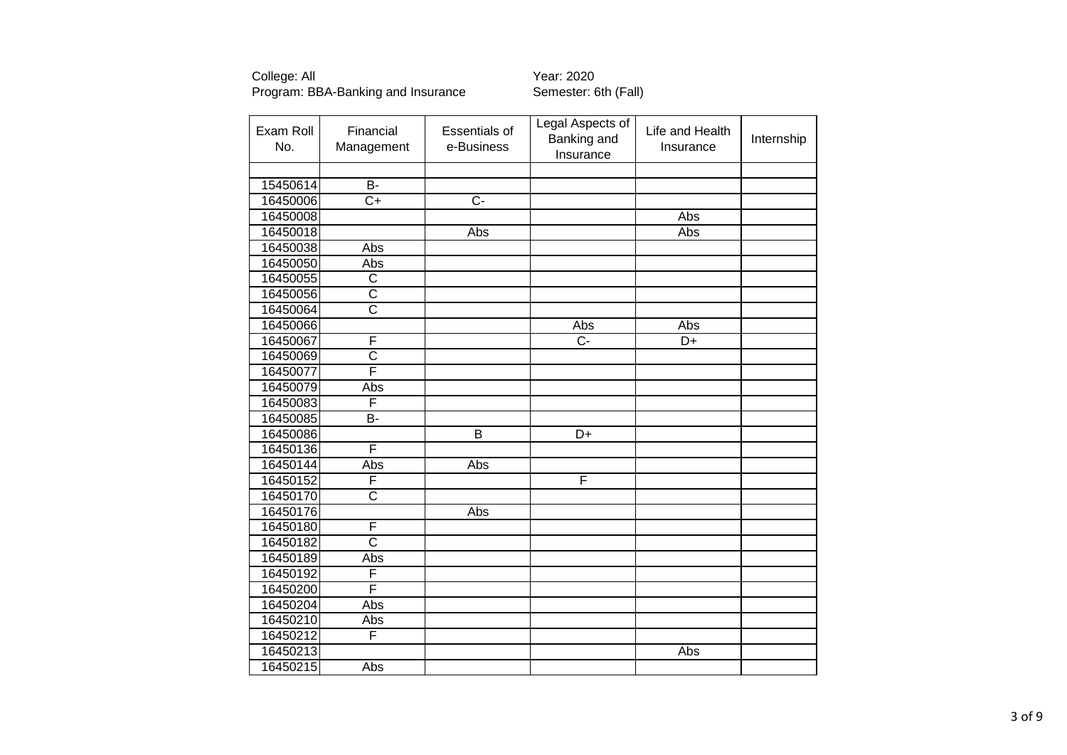College: All
Program: BBA-Banking and Insurance

Year: 2020
Semester: 6th (Fall)

| Exam Roll No. | Financial Management | Essentials of e-Business | Legal Aspects of Banking and Insurance | Life and Health Insurance | Internship |
|---|---|---|---|---|---|
| | | | | | |
| 15450614 | B- | | | | |
| 16450006 | C+ | C- | | | |
| 16450008 | | | | Abs | |
| 16450018 | | Abs | | Abs | |
| 16450038 | Abs | | | | |
| 16450050 | Abs | | | | |
| 16450055 | C | | | | |
| 16450056 | C | | | | |
| 16450064 | C | | | | |
| 16450066 | | | Abs | Abs | |
| 16450067 | F | | C- | D+ | |
| 16450069 | C | | | | |
| 16450077 | F | | | | |
| 16450079 | Abs | | | | |
| 16450083 | F | | | | |
| 16450085 | B- | | | | |
| 16450086 | | B | D+ | | |
| 16450136 | F | | | | |
| 16450144 | Abs | Abs | | | |
| 16450152 | F | | F | | |
| 16450170 | C | | | | |
| 16450176 | | Abs | | | |
| 16450180 | F | | | | |
| 16450182 | C | | | | |
| 16450189 | Abs | | | | |
| 16450192 | F | | | | |
| 16450200 | F | | | | |
| 16450204 | Abs | | | | |
| 16450210 | Abs | | | | |
| 16450212 | F | | | | |
| 16450213 | | | | Abs | |
| 16450215 | Abs | | | | |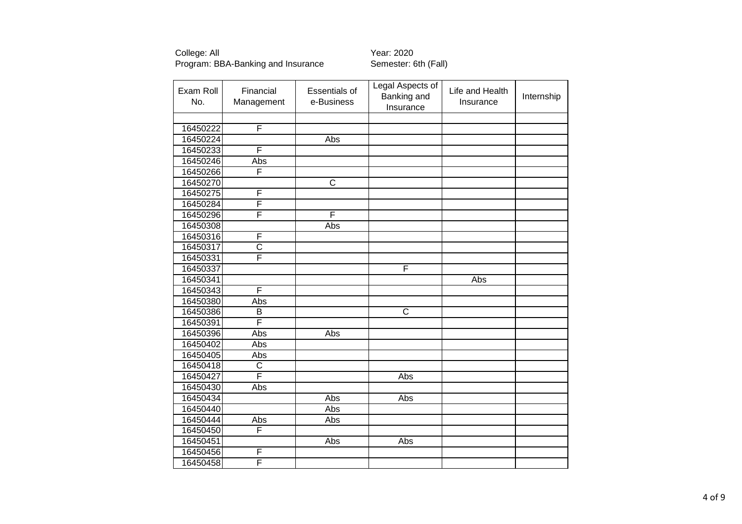College: All
Program: BBA-Banking and Insurance

Year: 2020
Semester: 6th (Fall)

| Exam Roll No. | Financial Management | Essentials of e-Business | Legal Aspects of Banking and Insurance | Life and Health Insurance | Internship |
|---|---|---|---|---|---|
| | | | | | |
| 16450222 | F | | | | |
| 16450224 | | Abs | | | |
| 16450233 | F | | | | |
| 16450246 | Abs | | | | |
| 16450266 | F | | | | |
| 16450270 | | C | | | |
| 16450275 | F | | | | |
| 16450284 | F | | | | |
| 16450296 | F | F | | | |
| 16450308 | | Abs | | | |
| 16450316 | F | | | | |
| 16450317 | C | | | | |
| 16450331 | F | | | | |
| 16450337 | | | F | | |
| 16450341 | | | | Abs | |
| 16450343 | F | | | | |
| 16450380 | Abs | | | | |
| 16450386 | B | | C | | |
| 16450391 | F | | | | |
| 16450396 | Abs | Abs | | | |
| 16450402 | Abs | | | | |
| 16450405 | Abs | | | | |
| 16450418 | C | | | | |
| 16450427 | F | | Abs | | |
| 16450430 | Abs | | | | |
| 16450434 | | Abs | Abs | | |
| 16450440 | | Abs | | | |
| 16450444 | Abs | Abs | | | |
| 16450450 | F | | | | |
| 16450451 | | Abs | Abs | | |
| 16450456 | F | | | | |
| 16450458 | F | | | | |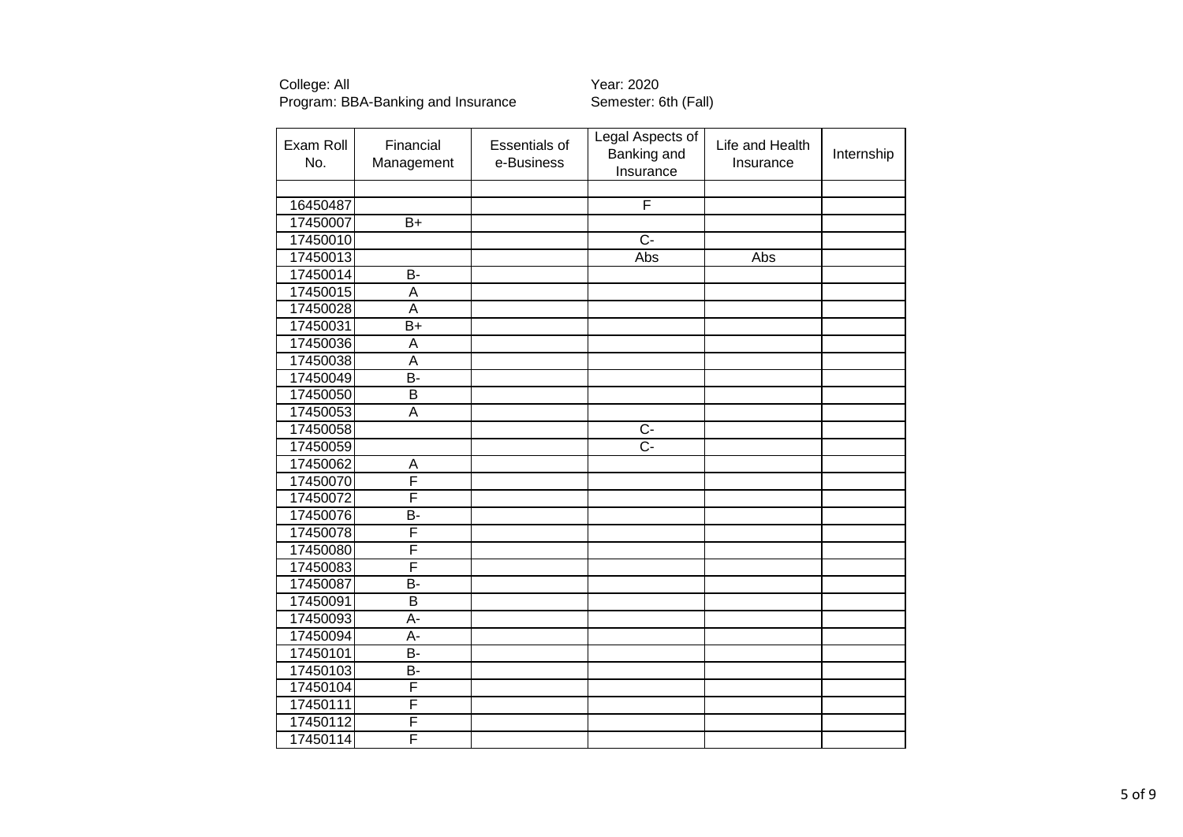College: All
Program: BBA-Banking and Insurance

Year: 2020
Semester: 6th (Fall)

| Exam Roll No. | Financial Management | Essentials of e-Business | Legal Aspects of Banking and Insurance | Life and Health Insurance | Internship |
|---|---|---|---|---|---|
| | | | | | |
| 16450487 | | | F | | |
| 17450007 | B+ | | | | |
| 17450010 | | | C- | | |
| 17450013 | | | Abs | Abs | |
| 17450014 | B- | | | | |
| 17450015 | A | | | | |
| 17450028 | A | | | | |
| 17450031 | B+ | | | | |
| 17450036 | A | | | | |
| 17450038 | A | | | | |
| 17450049 | B- | | | | |
| 17450050 | B | | | | |
| 17450053 | A | | | | |
| 17450058 | | | C- | | |
| 17450059 | | | C- | | |
| 17450062 | A | | | | |
| 17450070 | F | | | | |
| 17450072 | F | | | | |
| 17450076 | B- | | | | |
| 17450078 | F | | | | |
| 17450080 | F | | | | |
| 17450083 | F | | | | |
| 17450087 | B- | | | | |
| 17450091 | B | | | | |
| 17450093 | A- | | | | |
| 17450094 | A- | | | | |
| 17450101 | B- | | | | |
| 17450103 | B- | | | | |
| 17450104 | F | | | | |
| 17450111 | F | | | | |
| 17450112 | F | | | | |
| 17450114 | F | | | | |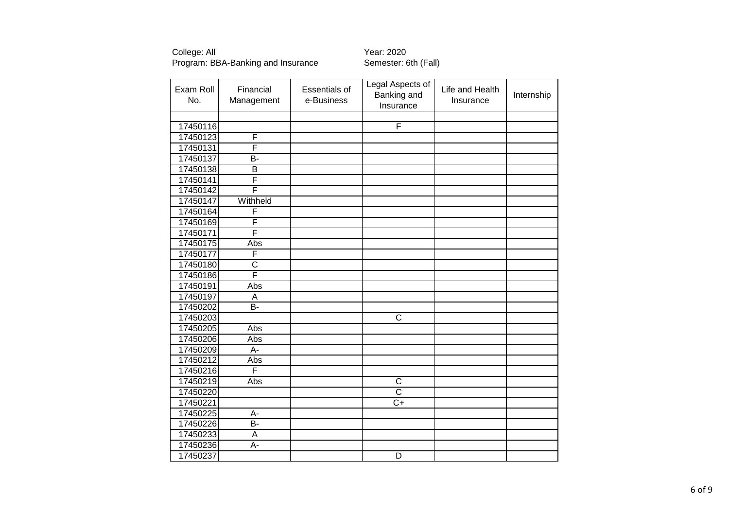College: All
Program: BBA-Banking and Insurance

Year: 2020
Semester: 6th (Fall)

| Exam Roll No. | Financial Management | Essentials of e-Business | Legal Aspects of Banking and Insurance | Life and Health Insurance | Internship |
|---|---|---|---|---|---|
| | | | | | |
| 17450116 | | | F | | |
| 17450123 | F | | | | |
| 17450131 | F | | | | |
| 17450137 | B- | | | | |
| 17450138 | B | | | | |
| 17450141 | F | | | | |
| 17450142 | F | | | | |
| 17450147 | Withheld | | | | |
| 17450164 | F | | | | |
| 17450169 | F | | | | |
| 17450171 | F | | | | |
| 17450175 | Abs | | | | |
| 17450177 | F | | | | |
| 17450180 | C | | | | |
| 17450186 | F | | | | |
| 17450191 | Abs | | | | |
| 17450197 | A | | | | |
| 17450202 | B- | | | | |
| 17450203 | | | C | | |
| 17450205 | Abs | | | | |
| 17450206 | Abs | | | | |
| 17450209 | A- | | | | |
| 17450212 | Abs | | | | |
| 17450216 | F | | | | |
| 17450219 | Abs | | C | | |
| 17450220 | | | C | | |
| 17450221 | | | C+ | | |
| 17450225 | A- | | | | |
| 17450226 | B- | | | | |
| 17450233 | A | | | | |
| 17450236 | A- | | | | |
| 17450237 | | | D | | |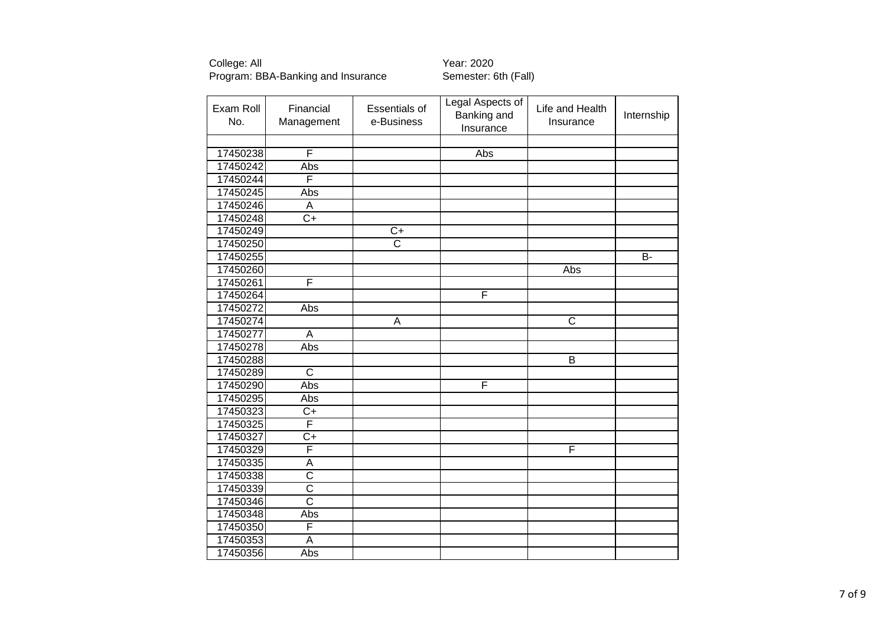College: All
Program: BBA-Banking and Insurance

Year: 2020
Semester: 6th (Fall)

| Exam Roll No. | Financial Management | Essentials of e-Business | Legal Aspects of Banking and Insurance | Life and Health Insurance | Internship |
|---|---|---|---|---|---|
| | | | | | |
| 17450238 | F | | Abs | | |
| 17450242 | Abs | | | | |
| 17450244 | F | | | | |
| 17450245 | Abs | | | | |
| 17450246 | A | | | | |
| 17450248 | C+ | | | | |
| 17450249 | | C+ | | | |
| 17450250 | | C | | | |
| 17450255 | | | | | B- |
| 17450260 | | | | Abs | |
| 17450261 | F | | | | |
| 17450264 | | | F | | |
| 17450272 | Abs | | | | |
| 17450274 | | A | | C | |
| 17450277 | A | | | | |
| 17450278 | Abs | | | | |
| 17450288 | | | | B | |
| 17450289 | C | | | | |
| 17450290 | Abs | | F | | |
| 17450295 | Abs | | | | |
| 17450323 | C+ | | | | |
| 17450325 | F | | | | |
| 17450327 | C+ | | | | |
| 17450329 | F | | | F | |
| 17450335 | A | | | | |
| 17450338 | C | | | | |
| 17450339 | C | | | | |
| 17450346 | C | | | | |
| 17450348 | Abs | | | | |
| 17450350 | F | | | | |
| 17450353 | A | | | | |
| 17450356 | Abs | | | | |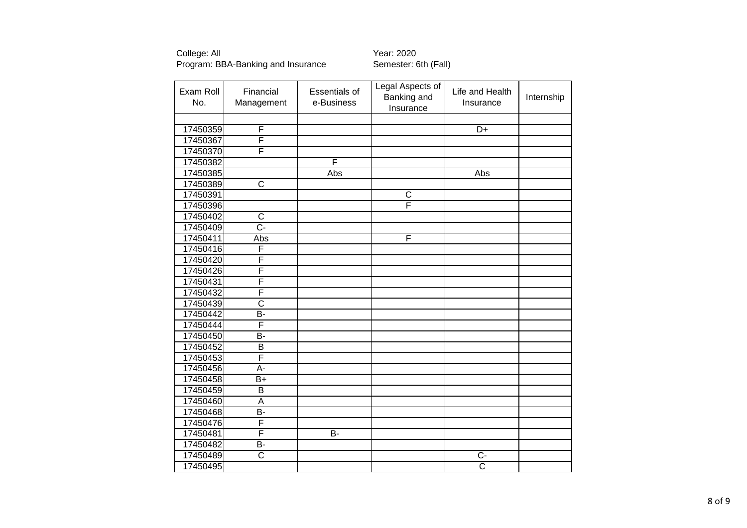College: All
Program: BBA-Banking and Insurance

Year: 2020
Semester: 6th (Fall)

| Exam Roll No. | Financial Management | Essentials of e-Business | Legal Aspects of Banking and Insurance | Life and Health Insurance | Internship |
|---|---|---|---|---|---|
| | | | | | |
| 17450359 | F | | | D+ | |
| 17450367 | F | | | | |
| 17450370 | F | | | | |
| 17450382 | | F | | | |
| 17450385 | | Abs | | Abs | |
| 17450389 | C | | | | |
| 17450391 | | | C | | |
| 17450396 | | | F | | |
| 17450402 | C | | | | |
| 17450409 | C- | | | | |
| 17450411 | Abs | | F | | |
| 17450416 | F | | | | |
| 17450420 | F | | | | |
| 17450426 | F | | | | |
| 17450431 | F | | | | |
| 17450432 | F | | | | |
| 17450439 | C | | | | |
| 17450442 | B- | | | | |
| 17450444 | F | | | | |
| 17450450 | B- | | | | |
| 17450452 | B | | | | |
| 17450453 | F | | | | |
| 17450456 | A- | | | | |
| 17450458 | B+ | | | | |
| 17450459 | B | | | | |
| 17450460 | A | | | | |
| 17450468 | B- | | | | |
| 17450476 | F | | | | |
| 17450481 | F | B- | | | |
| 17450482 | B- | | | | |
| 17450489 | C | | | C- | |
| 17450495 | | | | C | |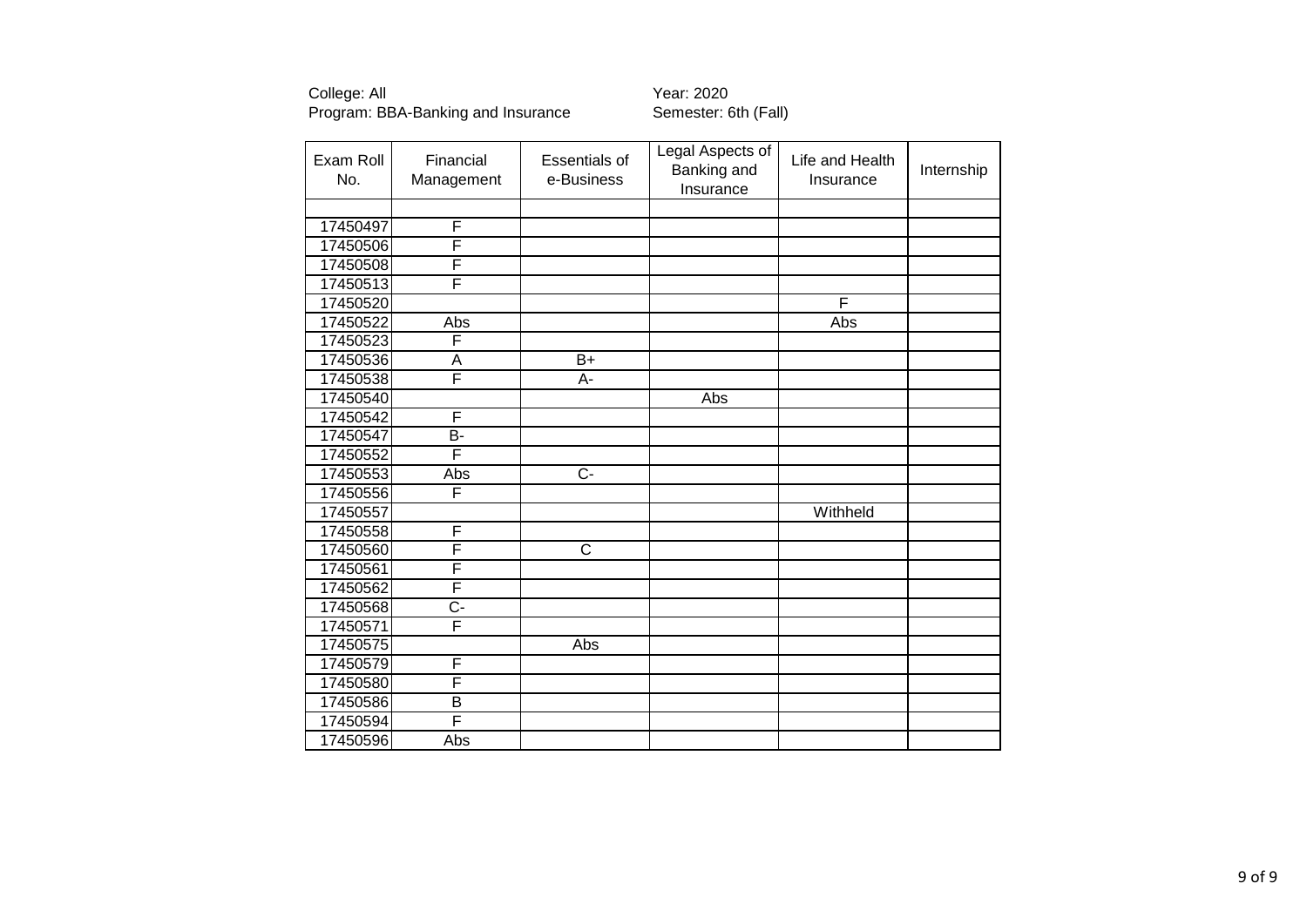College: All
Program: BBA-Banking and Insurance

Year: 2020
Semester: 6th (Fall)

| Exam Roll No. | Financial Management | Essentials of e-Business | Legal Aspects of Banking and Insurance | Life and Health Insurance | Internship |
|---|---|---|---|---|---|
| | | | | | |
| 17450497 | F | | | | |
| 17450506 | F | | | | |
| 17450508 | F | | | | |
| 17450513 | F | | | | |
| 17450520 | | | | F | |
| 17450522 | Abs | | | Abs | |
| 17450523 | F | | | | |
| 17450536 | A | B+ | | | |
| 17450538 | F | A- | | | |
| 17450540 | | | Abs | | |
| 17450542 | F | | | | |
| 17450547 | B- | | | | |
| 17450552 | F | | | | |
| 17450553 | Abs | C- | | | |
| 17450556 | F | | | | |
| 17450557 | | | | Withheld | |
| 17450558 | F | | | | |
| 17450560 | F | C | | | |
| 17450561 | F | | | | |
| 17450562 | F | | | | |
| 17450568 | C- | | | | |
| 17450571 | F | | | | |
| 17450575 | | Abs | | | |
| 17450579 | F | | | | |
| 17450580 | F | | | | |
| 17450586 | B | | | | |
| 17450594 | F | | | | |
| 17450596 | Abs | | | | |